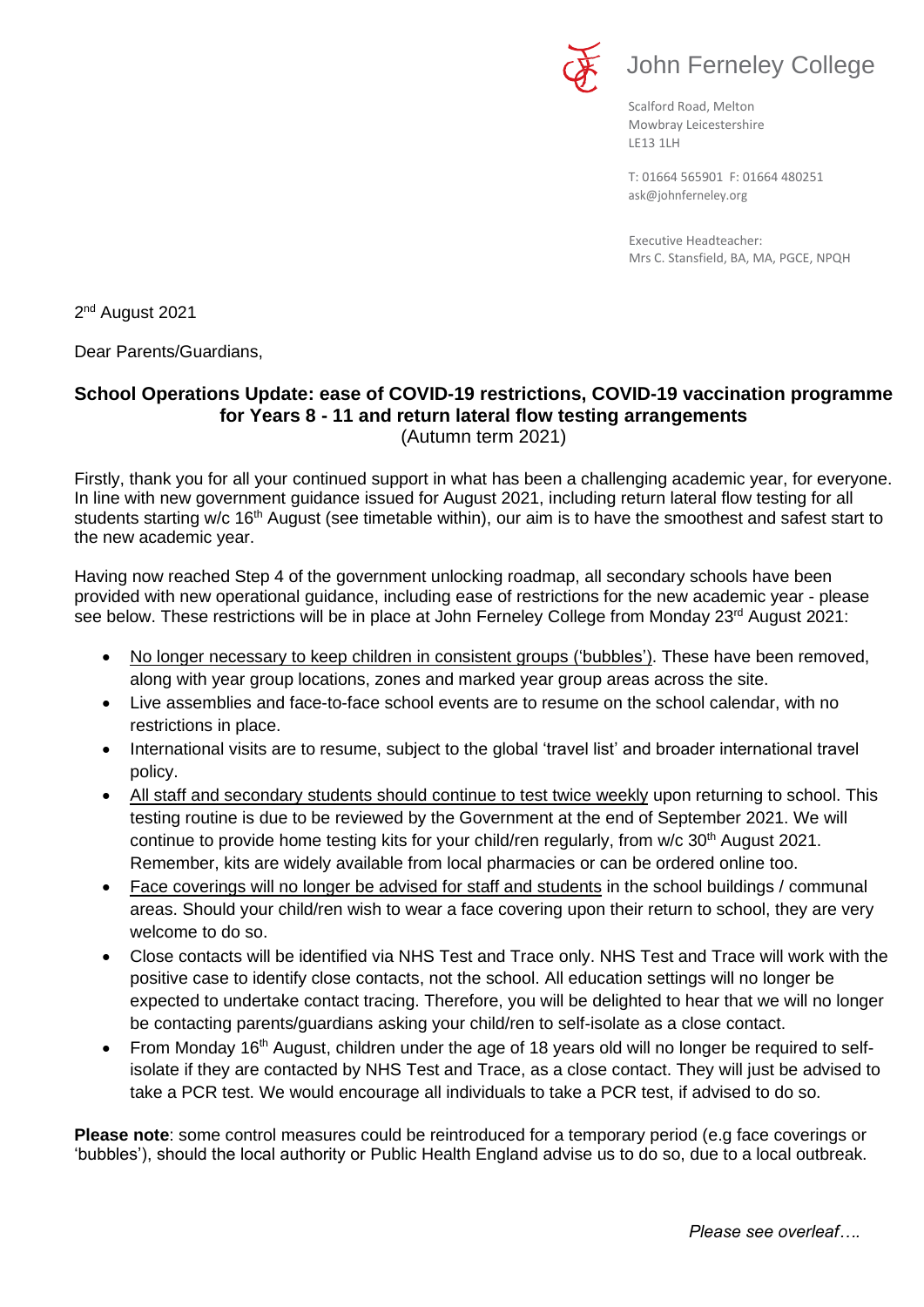John Ferneley College

Scalford Road, Melton
Mowbray Leicestershire
LE13 1LH

T: 01664 565901 F: 01664 480251
ask@johnferneley.org

Executive Headteacher:
Mrs C. Stansfield, BA, MA, PGCE, NPQH

2nd August 2021

Dear Parents/Guardians,

**School Operations Update: ease of COVID-19 restrictions, COVID-19 vaccination programme for Years 8 - 11 and return lateral flow testing arrangements**
(Autumn term 2021)

Firstly, thank you for all your continued support in what has been a challenging academic year, for everyone. In line with new government guidance issued for August 2021, including return lateral flow testing for all students starting w/c 16th August (see timetable within), our aim is to have the smoothest and safest start to the new academic year.

Having now reached Step 4 of the government unlocking roadmap, all secondary schools have been provided with new operational guidance, including ease of restrictions for the new academic year - please see below. These restrictions will be in place at John Ferneley College from Monday 23rd August 2021:

- No longer necessary to keep children in consistent groups ('bubbles'). These have been removed, along with year group locations, zones and marked year group areas across the site.
- Live assemblies and face-to-face school events are to resume on the school calendar, with no restrictions in place.
- International visits are to resume, subject to the global 'travel list' and broader international travel policy.
- All staff and secondary students should continue to test twice weekly upon returning to school. This testing routine is due to be reviewed by the Government at the end of September 2021. We will continue to provide home testing kits for your child/ren regularly, from w/c 30th August 2021. Remember, kits are widely available from local pharmacies or can be ordered online too.
- Face coverings will no longer be advised for staff and students in the school buildings / communal areas. Should your child/ren wish to wear a face covering upon their return to school, they are very welcome to do so.
- Close contacts will be identified via NHS Test and Trace only. NHS Test and Trace will work with the positive case to identify close contacts, not the school. All education settings will no longer be expected to undertake contact tracing. Therefore, you will be delighted to hear that we will no longer be contacting parents/guardians asking your child/ren to self-isolate as a close contact.
- From Monday 16th August, children under the age of 18 years old will no longer be required to self-isolate if they are contacted by NHS Test and Trace, as a close contact. They will just be advised to take a PCR test. We would encourage all individuals to take a PCR test, if advised to do so.

**Please note**: some control measures could be reintroduced for a temporary period (e.g face coverings or 'bubbles'), should the local authority or Public Health England advise us to do so, due to a local outbreak.

*Please see overleaf….*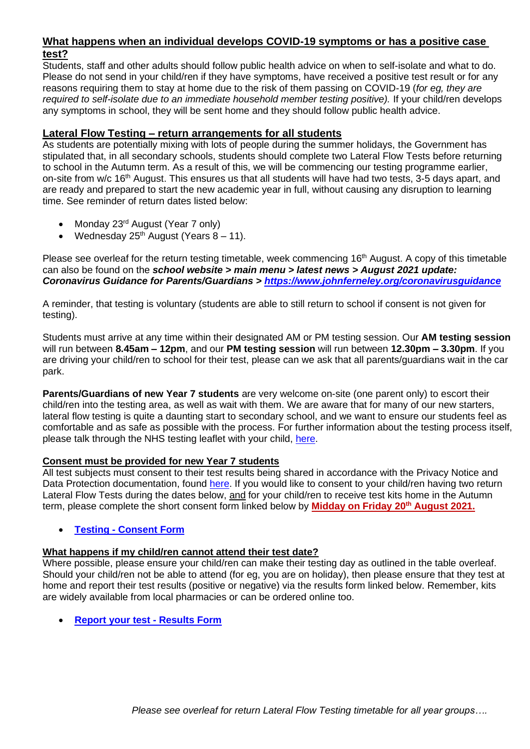## What happens when an individual develops COVID-19 symptoms or has a positive case test?

Students, staff and other adults should follow public health advice on when to self-isolate and what to do. Please do not send in your child/ren if they have symptoms, have received a positive test result or for any reasons requiring them to stay at home due to the risk of them passing on COVID-19 (*for eg, they are required to self-isolate due to an immediate household member testing positive).* If your child/ren develops any symptoms in school, they will be sent home and they should follow public health advice.

## Lateral Flow Testing – return arrangements for all students

As students are potentially mixing with lots of people during the summer holidays, the Government has stipulated that, in all secondary schools, students should complete two Lateral Flow Tests before returning to school in the Autumn term. As a result of this, we will be commencing our testing programme earlier, on-site from w/c 16th August. This ensures us that all students will have had two tests, 3-5 days apart, and are ready and prepared to start the new academic year in full, without causing any disruption to learning time. See reminder of return dates listed below:

- Monday 23rd August (Year 7 only)
- Wednesday 25th August (Years 8 – 11).

Please see overleaf for the return testing timetable, week commencing 16th August. A copy of this timetable can also be found on the ***school website > main menu > latest news > August 2021 update: Coronavirus Guidance for Parents/Guardians > https://www.johnferneley.org/coronavirusguidance***

A reminder, that testing is voluntary (students are able to still return to school if consent is not given for testing).

Students must arrive at any time within their designated AM or PM testing session. Our **AM testing session** will run between **8.45am – 12pm**, and our **PM testing session** will run between **12.30pm – 3.30pm**. If you are driving your child/ren to school for their test, please can we ask that all parents/guardians wait in the car park.

**Parents/Guardians of new Year 7 students** are very welcome on-site (one parent only) to escort their child/ren into the testing area, as well as wait with them. We are aware that for many of our new starters, lateral flow testing is quite a daunting start to secondary school, and we want to ensure our students feel as comfortable and as safe as possible with the process. For further information about the testing process itself, please talk through the NHS testing leaflet with your child, here.

### Consent must be provided for new Year 7 students

All test subjects must consent to their test results being shared in accordance with the Privacy Notice and Data Protection documentation, found here. If you would like to consent to your child/ren having two return Lateral Flow Tests during the dates below, and for your child/ren to receive test kits home in the Autumn term, please complete the short consent form linked below by **Midday on Friday 20th August 2021.**

- **Testing - Consent Form**

### What happens if my child/ren cannot attend their test date?

Where possible, please ensure your child/ren can make their testing day as outlined in the table overleaf. Should your child/ren not be able to attend (for eg, you are on holiday), then please ensure that they test at home and report their test results (positive or negative) via the results form linked below. Remember, kits are widely available from local pharmacies or can be ordered online too.

- **Report your test - Results Form**

*Please see overleaf for return Lateral Flow Testing timetable for all year groups….*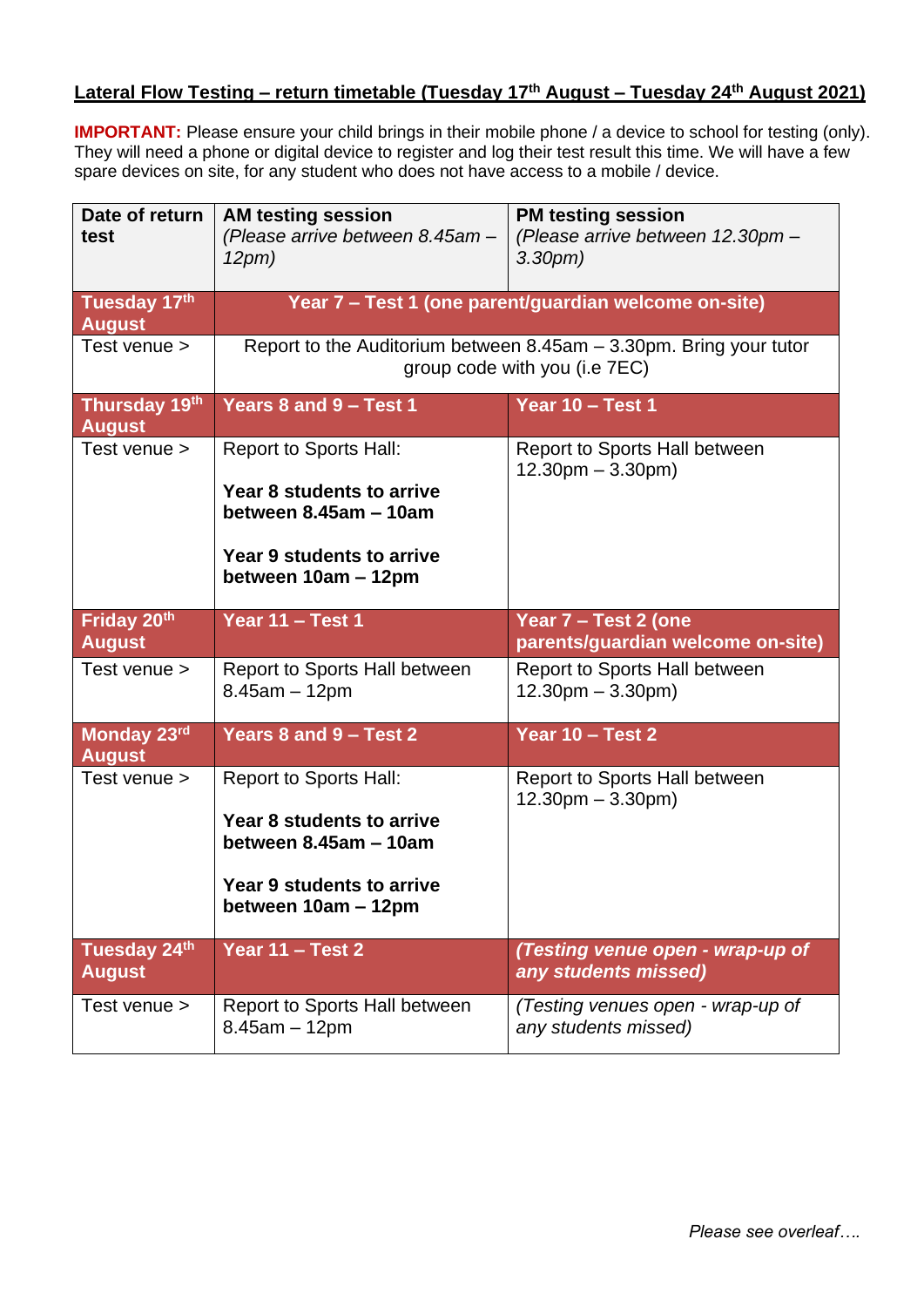**Lateral Flow Testing – return timetable (Tuesday 17th August – Tuesday 24th August 2021)**

**IMPORTANT:** Please ensure your child brings in their mobile phone / a device to school for testing (only). They will need a phone or digital device to register and log their test result this time. We will have a few spare devices on site, for any student who does not have access to a mobile / device.

| Date of return test | AM testing session *(Please arrive between 8.45am – 12pm)* | PM testing session *(Please arrive between 12.30pm – 3.30pm)* |
|---|---|---|
| **Tuesday 17th August** | **Year 7 – Test 1 (one parent/guardian welcome on-site)** | |
| Test venue > | Report to the Auditorium between 8.45am – 3.30pm. Bring your tutor group code with you (i.e 7EC) | |
| **Thursday 19th August** | **Years 8 and 9 – Test 1** | **Year 10 – Test 1** |
| Test venue > | Report to Sports Hall: **Year 8 students to arrive between 8.45am – 10am** **Year 9 students to arrive between 10am – 12pm** | Report to Sports Hall between 12.30pm – 3.30pm) |
| **Friday 20th August** | **Year 11 – Test 1** | **Year 7 – Test 2 (one parents/guardian welcome on-site)** |
| Test venue > | Report to Sports Hall between 8.45am – 12pm | Report to Sports Hall between 12.30pm – 3.30pm) |
| **Monday 23rd August** | **Years 8 and 9 – Test 2** | **Year 10 – Test 2** |
| Test venue > | Report to Sports Hall: **Year 8 students to arrive between 8.45am – 10am** **Year 9 students to arrive between 10am – 12pm** | Report to Sports Hall between 12.30pm – 3.30pm) |
| **Tuesday 24th August** | **Year 11 – Test 2** | ***(Testing venue open - wrap-up of any students missed)*** |
| Test venue > | Report to Sports Hall between 8.45am – 12pm | *(Testing venues open - wrap-up of any students missed)* |

*Please see overleaf….*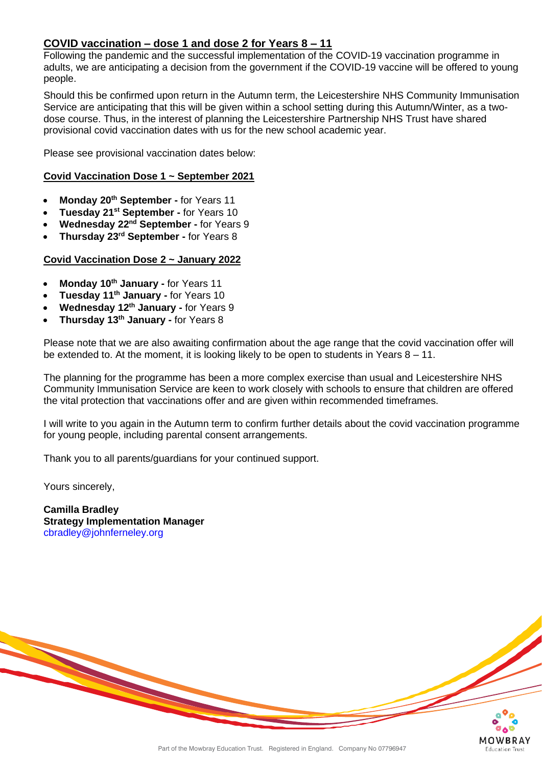## **COVID vaccination – dose 1 and dose 2 for Years 8 – 11**

Following the pandemic and the successful implementation of the COVID-19 vaccination programme in adults, we are anticipating a decision from the government if the COVID-19 vaccine will be offered to young people.

Should this be confirmed upon return in the Autumn term, the Leicestershire NHS Community Immunisation Service are anticipating that this will be given within a school setting during this Autumn/Winter, as a two-dose course. Thus, in the interest of planning the Leicestershire Partnership NHS Trust have shared provisional covid vaccination dates with us for the new school academic year.

Please see provisional vaccination dates below:

### **Covid Vaccination Dose 1 ~ September 2021**

- **Monday 20th September -** for Years 11
- **Tuesday 21st September -** for Years 10
- **Wednesday 22nd September -** for Years 9
- **Thursday 23rd September -** for Years 8

### **Covid Vaccination Dose 2 ~ January 2022**

- **Monday 10th January -** for Years 11
- **Tuesday 11th January -** for Years 10
- **Wednesday 12th January -** for Years 9
- **Thursday 13th January -** for Years 8

Please note that we are also awaiting confirmation about the age range that the covid vaccination offer will be extended to. At the moment, it is looking likely to be open to students in Years 8 – 11.

The planning for the programme has been a more complex exercise than usual and Leicestershire NHS Community Immunisation Service are keen to work closely with schools to ensure that children are offered the vital protection that vaccinations offer and are given within recommended timeframes.

I will write to you again in the Autumn term to confirm further details about the covid vaccination programme for young people, including parental consent arrangements.

Thank you to all parents/guardians for your continued support.

Yours sincerely,

**Camilla Bradley**
**Strategy Implementation Manager**
cbradley@johnferneley.org

Part of the Mowbray Education Trust. Registered in England. Company No 07796947

MOWBRAY Education Trust